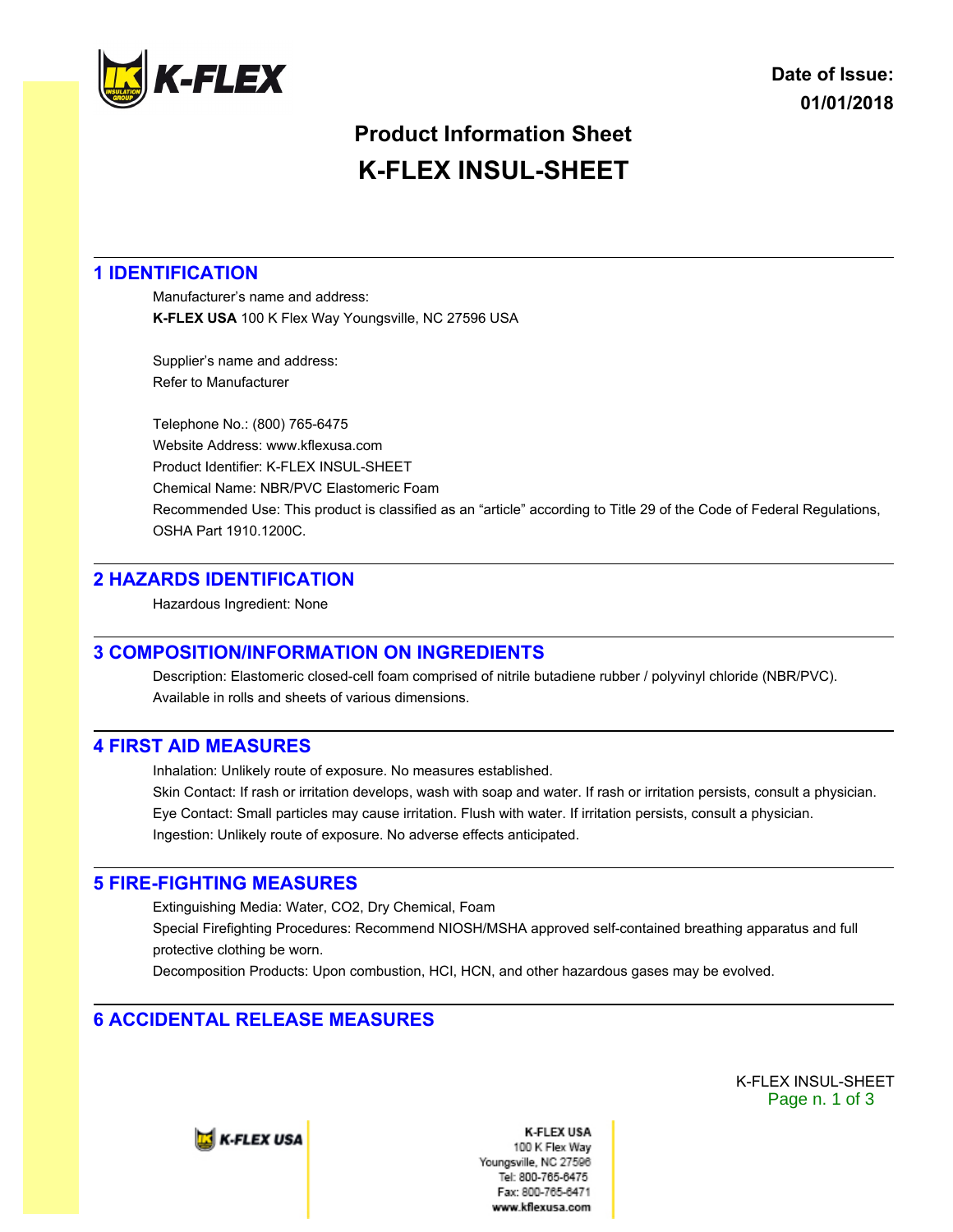Date of Issue: 01/01/2018

# Product Information Sheet

# K-FLEX INSUL-SHEET

## 1 IDENTIFICATION

Manufacturer's name and address:
**K-FLEX USA** 100 K Flex Way Youngsville, NC 27596 USA

Supplier's name and address:
Refer to Manufacturer

Telephone No.: (800) 765-6475
Website Address: www.kflexusa.com
Product Identifier: K-FLEX INSUL-SHEET
Chemical Name: NBR/PVC Elastomeric Foam
Recommended Use: This product is classified as an "article" according to Title 29 of the Code of Federal Regulations, OSHA Part 1910.1200C.

## 2 HAZARDS IDENTIFICATION

Hazardous Ingredient: None

## 3 COMPOSITION/INFORMATION ON INGREDIENTS

Description: Elastomeric closed-cell foam comprised of nitrile butadiene rubber / polyvinyl chloride (NBR/PVC). Available in rolls and sheets of various dimensions.

## 4 FIRST AID MEASURES

Inhalation: Unlikely route of exposure. No measures established.
Skin Contact: If rash or irritation develops, wash with soap and water. If rash or irritation persists, consult a physician.
Eye Contact: Small particles may cause irritation. Flush with water. If irritation persists, consult a physician.
Ingestion: Unlikely route of exposure. No adverse effects anticipated.

## 5 FIRE-FIGHTING MEASURES

Extinguishing Media: Water, $CO_2$, Dry Chemical, Foam
Special Firefighting Procedures: Recommend NIOSH/MSHA approved self-contained breathing apparatus and full protective clothing be worn.
Decomposition Products: Upon combustion, HCl, HCN, and other hazardous gases may be evolved.

## 6 ACCIDENTAL RELEASE MEASURES

K-FLEX USA
100 K Flex Way
Youngsville, NC 27596
Tel: 800-765-6475
Fax: 800-765-6471
www.kflexusa.com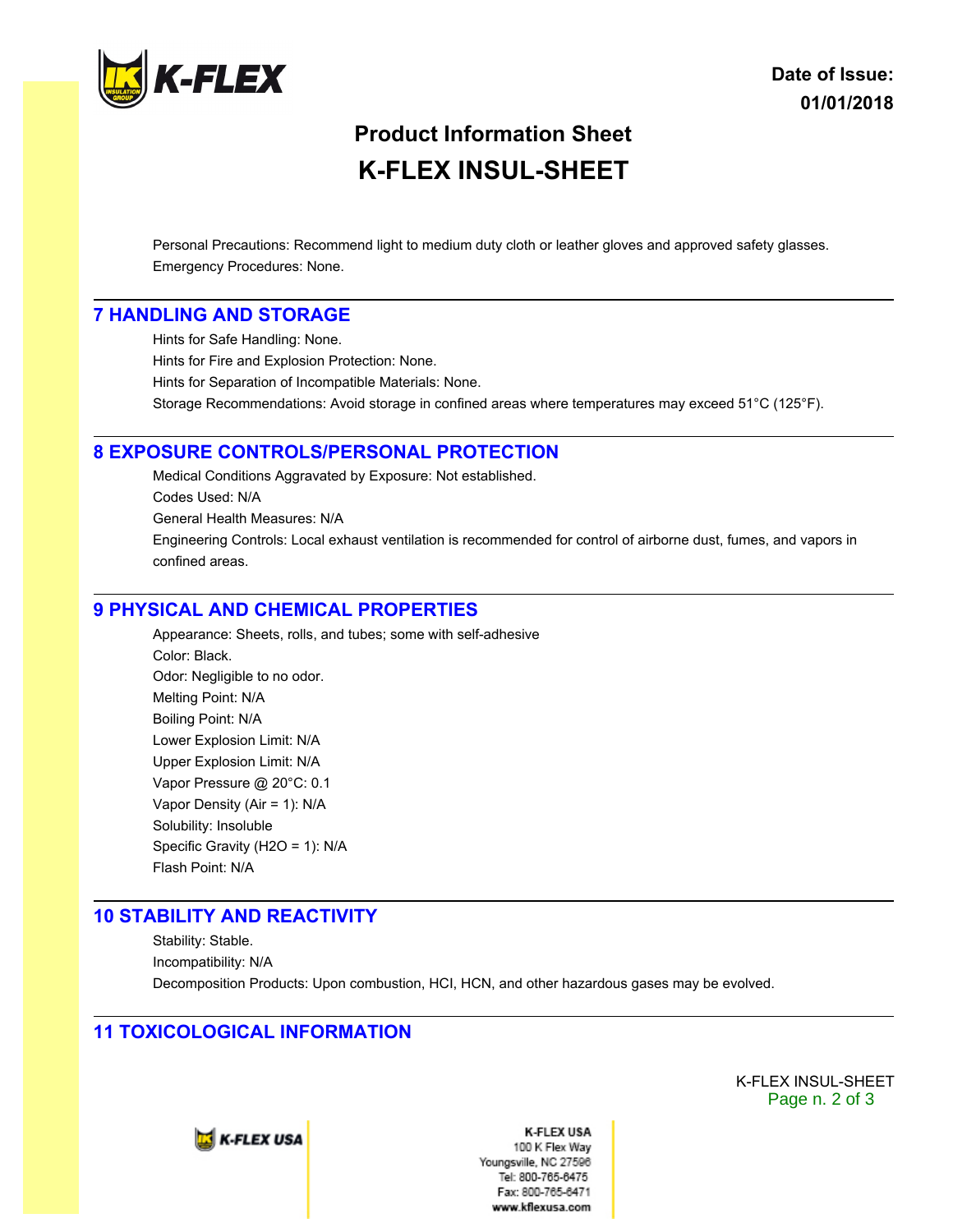Personal Precautions: Recommend light to medium duty cloth or leather gloves and approved safety glasses.

Emergency Procedures: None.

## 7 HANDLING AND STORAGE

Hints for Safe Handling: None.

Hints for Fire and Explosion Protection: None.

Hints for Separation of Incompatible Materials: None.

Storage Recommendations: Avoid storage in confined areas where temperatures may exceed 51°C (125°F).

## 8 EXPOSURE CONTROLS/PERSONAL PROTECTION

Medical Conditions Aggravated by Exposure: Not established.

Codes Used: N/A

General Health Measures: N/A

Engineering Controls: Local exhaust ventilation is recommended for control of airborne dust, fumes, and vapors in confined areas.

## 9 PHYSICAL AND CHEMICAL PROPERTIES

Appearance: Sheets, rolls, and tubes; some with self-adhesive

Color: Black.

Odor: Negligible to no odor.

Melting Point: N/A

Boiling Point: N/A

Lower Explosion Limit: N/A

Upper Explosion Limit: N/A

Vapor Pressure @ 20°C: 0.1

Vapor Density (Air = 1): N/A

Solubility: Insoluble

Specific Gravity ($H_2O$ = 1): N/A

Flash Point: N/A

## 10 STABILITY AND REACTIVITY

Stability: Stable.

Incompatibility: N/A

Decomposition Products: Upon combustion, HCl, HCN, and other hazardous gases may be evolved.

## 11 TOXICOLOGICAL INFORMATION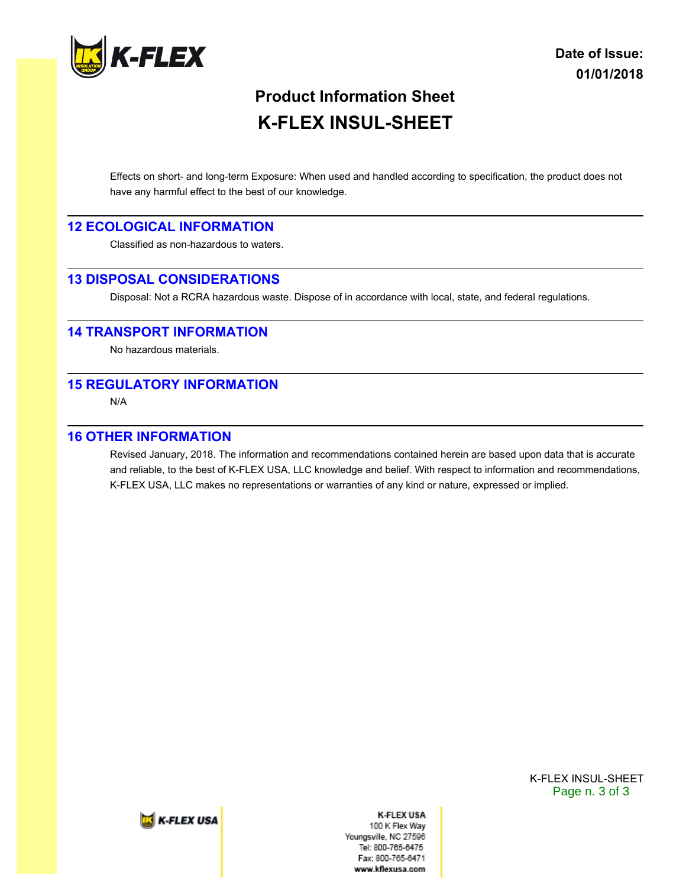Effects on short- and long-term Exposure: When used and handled according to specification, the product does not have any harmful effect to the best of our knowledge.

## 12 ECOLOGICAL INFORMATION

Classified as non-hazardous to waters.

## 13 DISPOSAL CONSIDERATIONS

Disposal: Not a RCRA hazardous waste. Dispose of in accordance with local, state, and federal regulations.

## 14 TRANSPORT INFORMATION

No hazardous materials.

## 15 REGULATORY INFORMATION

N/A

## 16 OTHER INFORMATION

Revised January, 2018. The information and recommendations contained herein are based upon data that is accurate and reliable, to the best of K-FLEX USA, LLC knowledge and belief. With respect to information and recommendations, K-FLEX USA, LLC makes no representations or warranties of any kind or nature, expressed or implied.